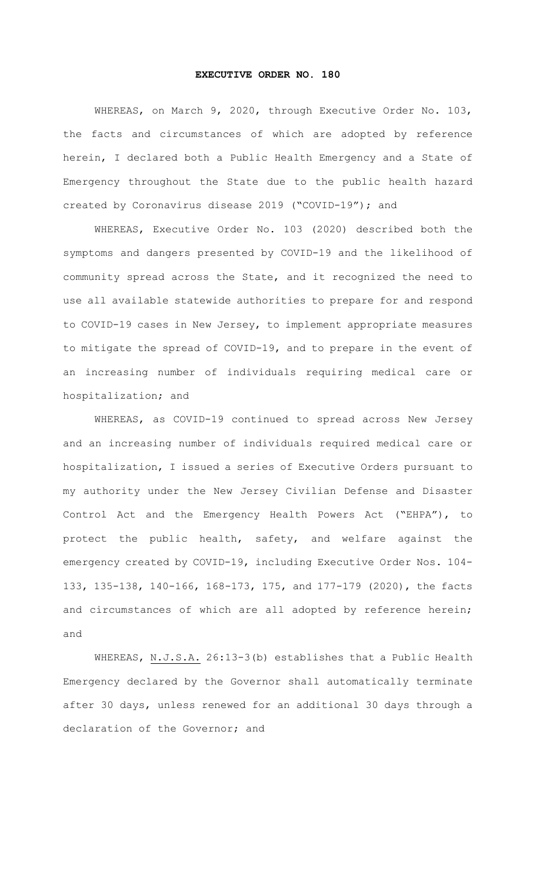# EXECUTIVE ORDER NO. 180

WHEREAS, on March 9, 2020, through Executive Order No. 103, the facts and circumstances of which are adopted by reference herein, I declared both a Public Health Emergency and a State of Emergency throughout the State due to the public health hazard created by Coronavirus disease 2019 ("COVID-19"); and

WHEREAS, Executive Order No. 103 (2020) described both the symptoms and dangers presented by COVID-19 and the likelihood of community spread across the State, and it recognized the need to use all available statewide authorities to prepare for and respond to COVID-19 cases in New Jersey, to implement appropriate measures to mitigate the spread of COVID-19, and to prepare in the event of an increasing number of individuals requiring medical care or hospitalization; and

WHEREAS, as COVID-19 continued to spread across New Jersey and an increasing number of individuals required medical care or hospitalization, I issued a series of Executive Orders pursuant to my authority under the New Jersey Civilian Defense and Disaster Control Act and the Emergency Health Powers Act ("EHPA"), to protect the public health, safety, and welfare against the emergency created by COVID-19, including Executive Order Nos. 104-133, 135-138, 140-166, 168-173, 175, and 177-179 (2020), the facts and circumstances of which are all adopted by reference herein; and

WHEREAS, N.J.S.A. 26:13-3(b) establishes that a Public Health Emergency declared by the Governor shall automatically terminate after 30 days, unless renewed for an additional 30 days through a declaration of the Governor; and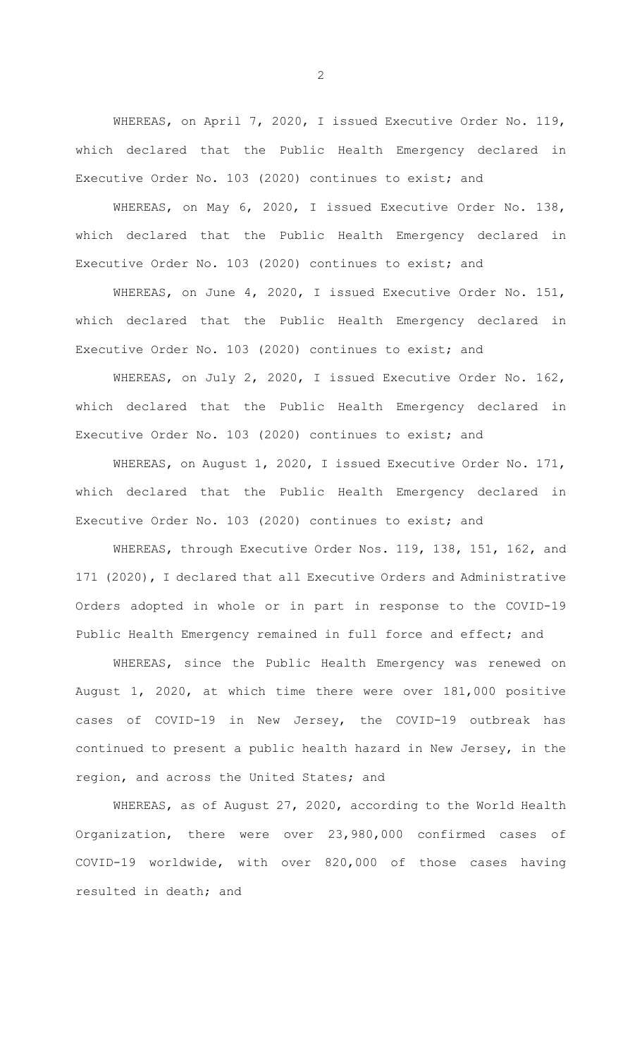WHEREAS, on April 7, 2020, I issued Executive Order No. 119, which declared that the Public Health Emergency declared in Executive Order No. 103 (2020) continues to exist; and

WHEREAS, on May 6, 2020, I issued Executive Order No. 138, which declared that the Public Health Emergency declared in Executive Order No. 103 (2020) continues to exist; and

WHEREAS, on June 4, 2020, I issued Executive Order No. 151, which declared that the Public Health Emergency declared in Executive Order No. 103 (2020) continues to exist; and

WHEREAS, on July 2, 2020, I issued Executive Order No. 162, which declared that the Public Health Emergency declared in Executive Order No. 103 (2020) continues to exist; and

WHEREAS, on August 1, 2020, I issued Executive Order No. 171, which declared that the Public Health Emergency declared in Executive Order No. 103 (2020) continues to exist; and

WHEREAS, through Executive Order Nos. 119, 138, 151, 162, and 171 (2020), I declared that all Executive Orders and Administrative Orders adopted in whole or in part in response to the COVID-19 Public Health Emergency remained in full force and effect; and

WHEREAS, since the Public Health Emergency was renewed on August 1, 2020, at which time there were over 181,000 positive cases of COVID-19 in New Jersey, the COVID-19 outbreak has continued to present a public health hazard in New Jersey, in the region, and across the United States; and

WHEREAS, as of August 27, 2020, according to the World Health Organization, there were over 23,980,000 confirmed cases of COVID-19 worldwide, with over 820,000 of those cases having resulted in death; and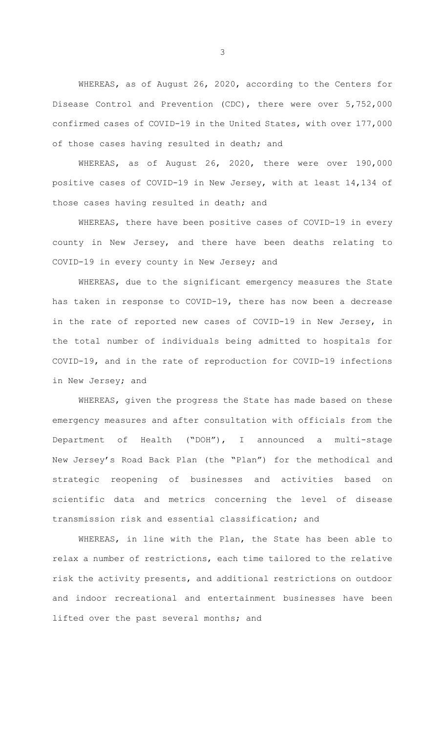WHEREAS, as of August 26, 2020, according to the Centers for Disease Control and Prevention (CDC), there were over 5,752,000 confirmed cases of COVID-19 in the United States, with over 177,000 of those cases having resulted in death; and

WHEREAS, as of August 26, 2020, there were over 190,000 positive cases of COVID-19 in New Jersey, with at least 14,134 of those cases having resulted in death; and

WHEREAS, there have been positive cases of COVID-19 in every county in New Jersey, and there have been deaths relating to COVID-19 in every county in New Jersey; and

WHEREAS, due to the significant emergency measures the State has taken in response to COVID-19, there has now been a decrease in the rate of reported new cases of COVID-19 in New Jersey, in the total number of individuals being admitted to hospitals for COVID-19, and in the rate of reproduction for COVID-19 infections in New Jersey; and

WHEREAS, given the progress the State has made based on these emergency measures and after consultation with officials from the Department of Health ("DOH"), I announced a multi-stage New Jersey's Road Back Plan (the "Plan") for the methodical and strategic reopening of businesses and activities based on scientific data and metrics concerning the level of disease transmission risk and essential classification; and

WHEREAS, in line with the Plan, the State has been able to relax a number of restrictions, each time tailored to the relative risk the activity presents, and additional restrictions on outdoor and indoor recreational and entertainment businesses have been lifted over the past several months; and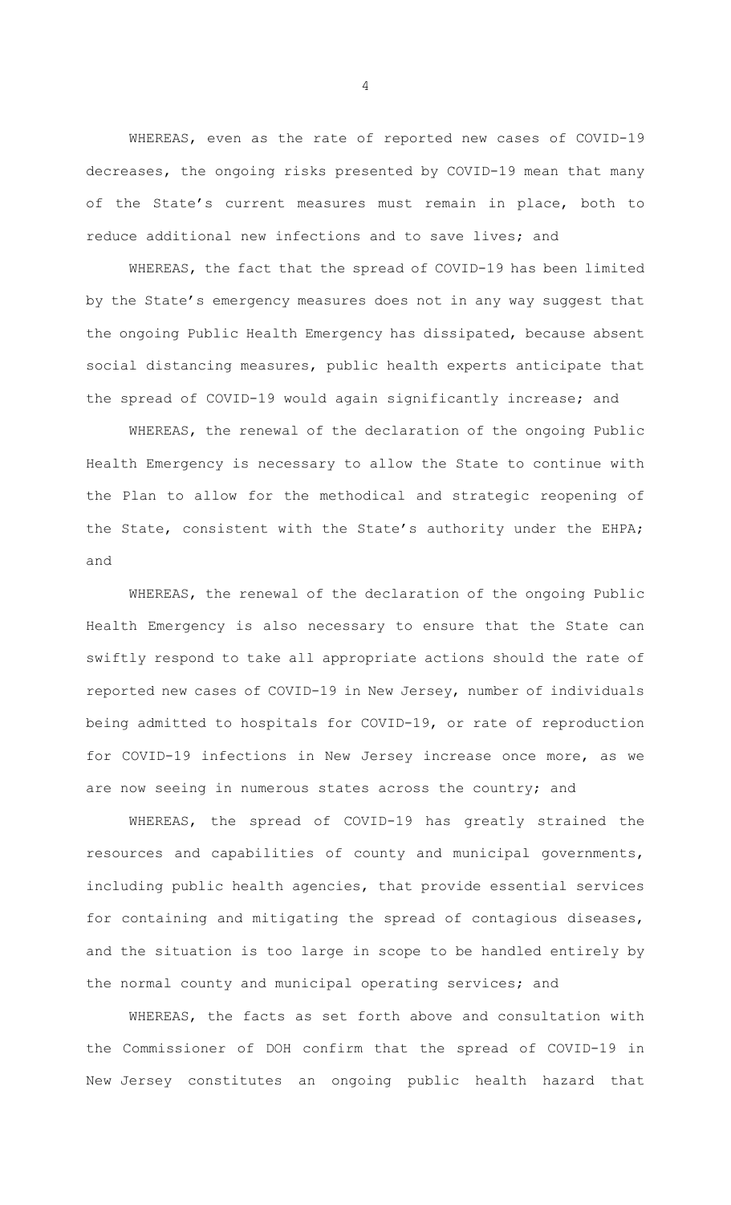WHEREAS, even as the rate of reported new cases of COVID-19 decreases, the ongoing risks presented by COVID-19 mean that many of the State's current measures must remain in place, both to reduce additional new infections and to save lives; and

WHEREAS, the fact that the spread of COVID-19 has been limited by the State's emergency measures does not in any way suggest that the ongoing Public Health Emergency has dissipated, because absent social distancing measures, public health experts anticipate that the spread of COVID-19 would again significantly increase; and

WHEREAS, the renewal of the declaration of the ongoing Public Health Emergency is necessary to allow the State to continue with the Plan to allow for the methodical and strategic reopening of the State, consistent with the State's authority under the EHPA; and

WHEREAS, the renewal of the declaration of the ongoing Public Health Emergency is also necessary to ensure that the State can swiftly respond to take all appropriate actions should the rate of reported new cases of COVID-19 in New Jersey, number of individuals being admitted to hospitals for COVID-19, or rate of reproduction for COVID-19 infections in New Jersey increase once more, as we are now seeing in numerous states across the country; and

WHEREAS, the spread of COVID-19 has greatly strained the resources and capabilities of county and municipal governments, including public health agencies, that provide essential services for containing and mitigating the spread of contagious diseases, and the situation is too large in scope to be handled entirely by the normal county and municipal operating services; and

WHEREAS, the facts as set forth above and consultation with the Commissioner of DOH confirm that the spread of COVID-19 in New Jersey constitutes an ongoing public health hazard that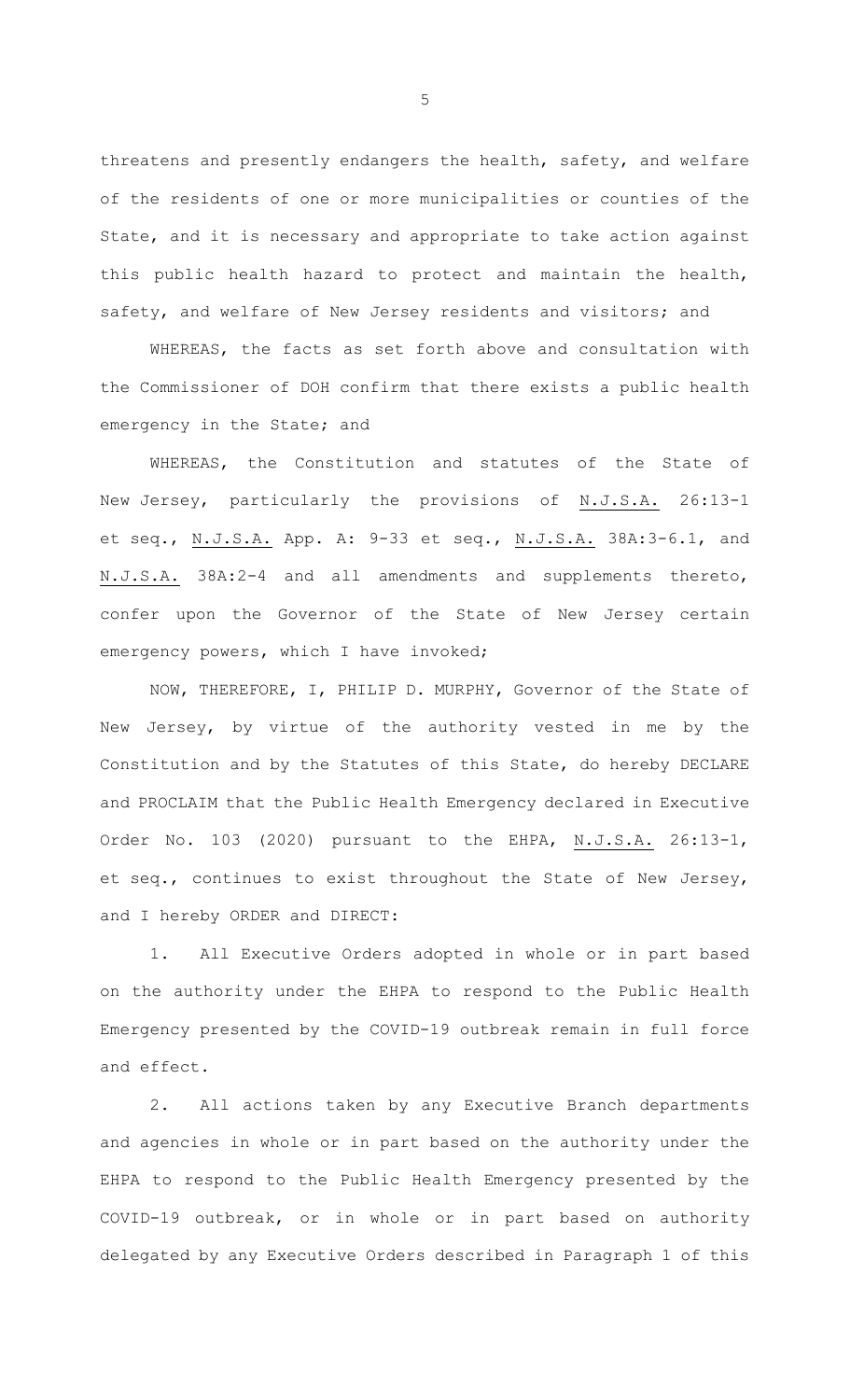threatens and presently endangers the health, safety, and welfare of the residents of one or more municipalities or counties of the State, and it is necessary and appropriate to take action against this public health hazard to protect and maintain the health, safety, and welfare of New Jersey residents and visitors; and

WHEREAS, the facts as set forth above and consultation with the Commissioner of DOH confirm that there exists a public health emergency in the State; and

WHEREAS, the Constitution and statutes of the State of New Jersey, particularly the provisions of N.J.S.A. 26:13-1 et seq., N.J.S.A. App. A: 9-33 et seq., N.J.S.A. 38A:3-6.1, and N.J.S.A. 38A:2-4 and all amendments and supplements thereto, confer upon the Governor of the State of New Jersey certain emergency powers, which I have invoked;

NOW, THEREFORE, I, PHILIP D. MURPHY, Governor of the State of New Jersey, by virtue of the authority vested in me by the Constitution and by the Statutes of this State, do hereby DECLARE and PROCLAIM that the Public Health Emergency declared in Executive Order No. 103 (2020) pursuant to the EHPA, N.J.S.A. 26:13-1, et seq., continues to exist throughout the State of New Jersey, and I hereby ORDER and DIRECT:

1. All Executive Orders adopted in whole or in part based on the authority under the EHPA to respond to the Public Health Emergency presented by the COVID-19 outbreak remain in full force and effect.

2. All actions taken by any Executive Branch departments and agencies in whole or in part based on the authority under the EHPA to respond to the Public Health Emergency presented by the COVID-19 outbreak, or in whole or in part based on authority delegated by any Executive Orders described in Paragraph 1 of this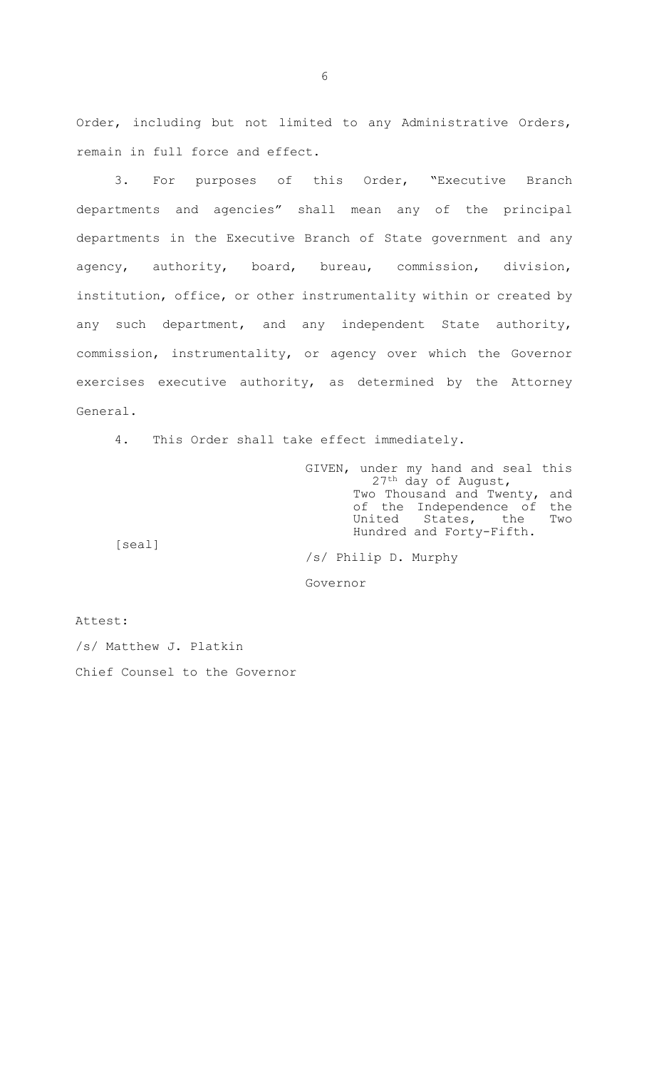Order, including but not limited to any Administrative Orders, remain in full force and effect.

3. For purposes of this Order, "Executive Branch departments and agencies" shall mean any of the principal departments in the Executive Branch of State government and any agency, authority, board, bureau, commission, division, institution, office, or other instrumentality within or created by any such department, and any independent State authority, commission, instrumentality, or agency over which the Governor exercises executive authority, as determined by the Attorney General.

4. This Order shall take effect immediately.

GIVEN, under my hand and seal this 27th day of August, Two Thousand and Twenty, and of the Independence of the United States, the Two Hundred and Forty-Fifth.

[seal]

/s/ Philip D. Murphy

Governor

Attest:

/s/ Matthew J. Platkin

Chief Counsel to the Governor